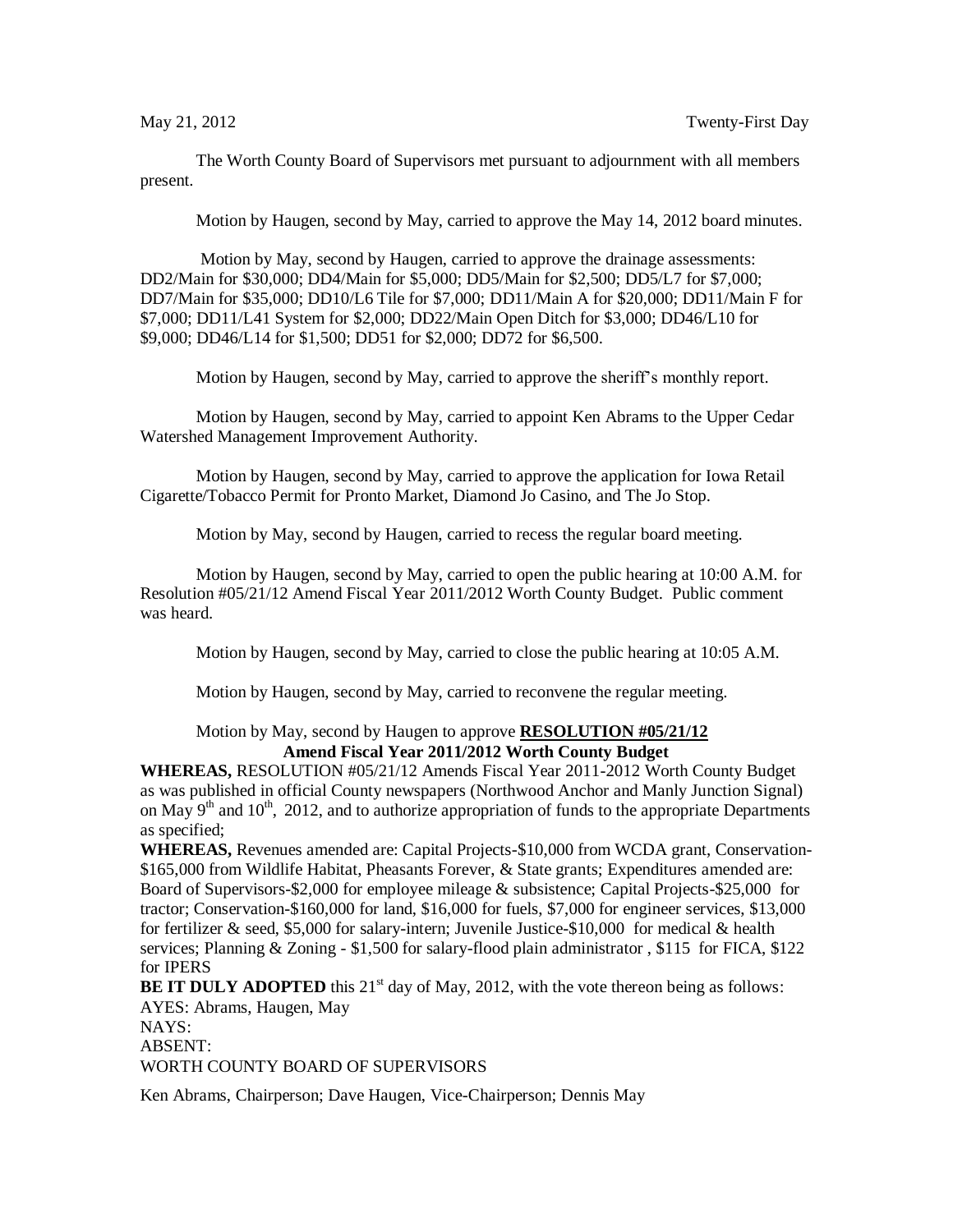May 21, 2012 Twenty-First Day

The Worth County Board of Supervisors met pursuant to adjournment with all members present.

Motion by Haugen, second by May, carried to approve the May 14, 2012 board minutes.

Motion by May, second by Haugen, carried to approve the drainage assessments: DD2/Main for $30,000; DD4/Main for $5,000; DD5/Main for $2,500; DD5/L7 for $7,000; DD7/Main for $35,000; DD10/L6 Tile for $7,000; DD11/Main A for $20,000; DD11/Main F for $7,000; DD11/L41 System for $2,000; DD22/Main Open Ditch for $3,000; DD46/L10 for $9,000; DD46/L14 for $1,500; DD51 for $2,000; DD72 for $6,500.

Motion by Haugen, second by May, carried to approve the sheriff's monthly report.

Motion by Haugen, second by May, carried to appoint Ken Abrams to the Upper Cedar Watershed Management Improvement Authority.

Motion by Haugen, second by May, carried to approve the application for Iowa Retail Cigarette/Tobacco Permit for Pronto Market, Diamond Jo Casino, and The Jo Stop.

Motion by May, second by Haugen, carried to recess the regular board meeting.

Motion by Haugen, second by May, carried to open the public hearing at 10:00 A.M. for Resolution #05/21/12 Amend Fiscal Year 2011/2012 Worth County Budget. Public comment was heard.

Motion by Haugen, second by May, carried to close the public hearing at 10:05 A.M.

Motion by Haugen, second by May, carried to reconvene the regular meeting.

Motion by May, second by Haugen to approve **RESOLUTION #05/21/12**

**Amend Fiscal Year 2011/2012 Worth County Budget**

**WHEREAS,** RESOLUTION #05/21/12 Amends Fiscal Year 2011-2012 Worth County Budget as was published in official County newspapers (Northwood Anchor and Manly Junction Signal) on May 9th and 10th, 2012, and to authorize appropriation of funds to the appropriate Departments as specified;

**WHEREAS,** Revenues amended are: Capital Projects-$10,000 from WCDA grant, Conservation-$165,000 from Wildlife Habitat, Pheasants Forever, & State grants; Expenditures amended are: Board of Supervisors-$2,000 for employee mileage & subsistence; Capital Projects-$25,000 for tractor; Conservation-$160,000 for land, $16,000 for fuels, $7,000 for engineer services, $13,000 for fertilizer & seed, $5,000 for salary-intern; Juvenile Justice-$10,000 for medical & health services; Planning & Zoning - $1,500 for salary-flood plain administrator , $115 for FICA, $122 for IPERS

**BE IT DULY ADOPTED** this 21st day of May, 2012, with the vote thereon being as follows:
AYES: Abrams, Haugen, May
NAYS:
ABSENT:
WORTH COUNTY BOARD OF SUPERVISORS

Ken Abrams, Chairperson; Dave Haugen, Vice-Chairperson; Dennis May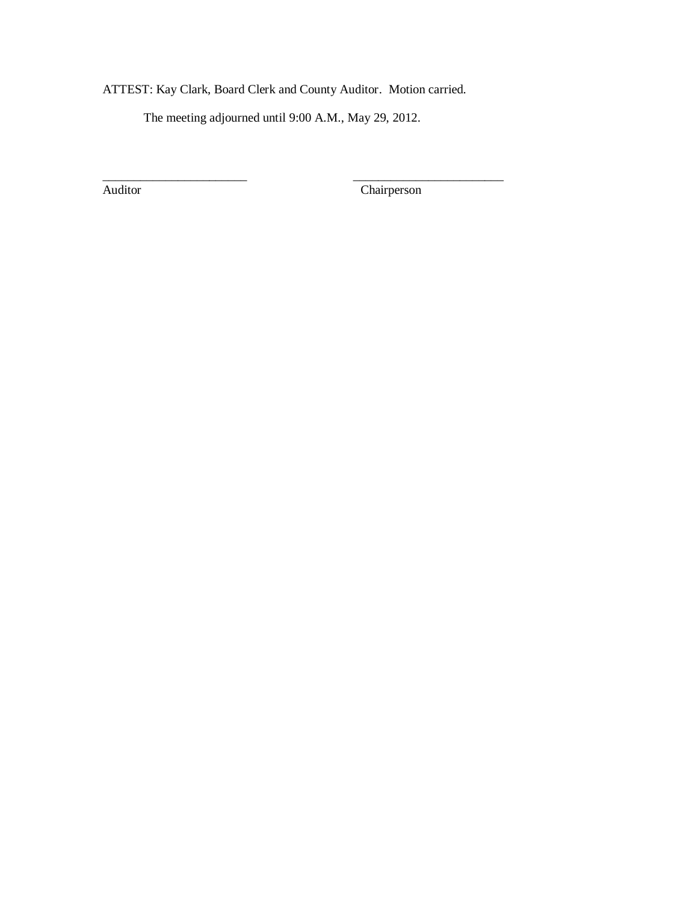ATTEST: Kay Clark, Board Clerk and County Auditor. Motion carried.

The meeting adjourned until 9:00 A.M., May 29, 2012.

| | |
|---|---|
| _______________________ | ________________________ |
| Auditor | Chairperson |